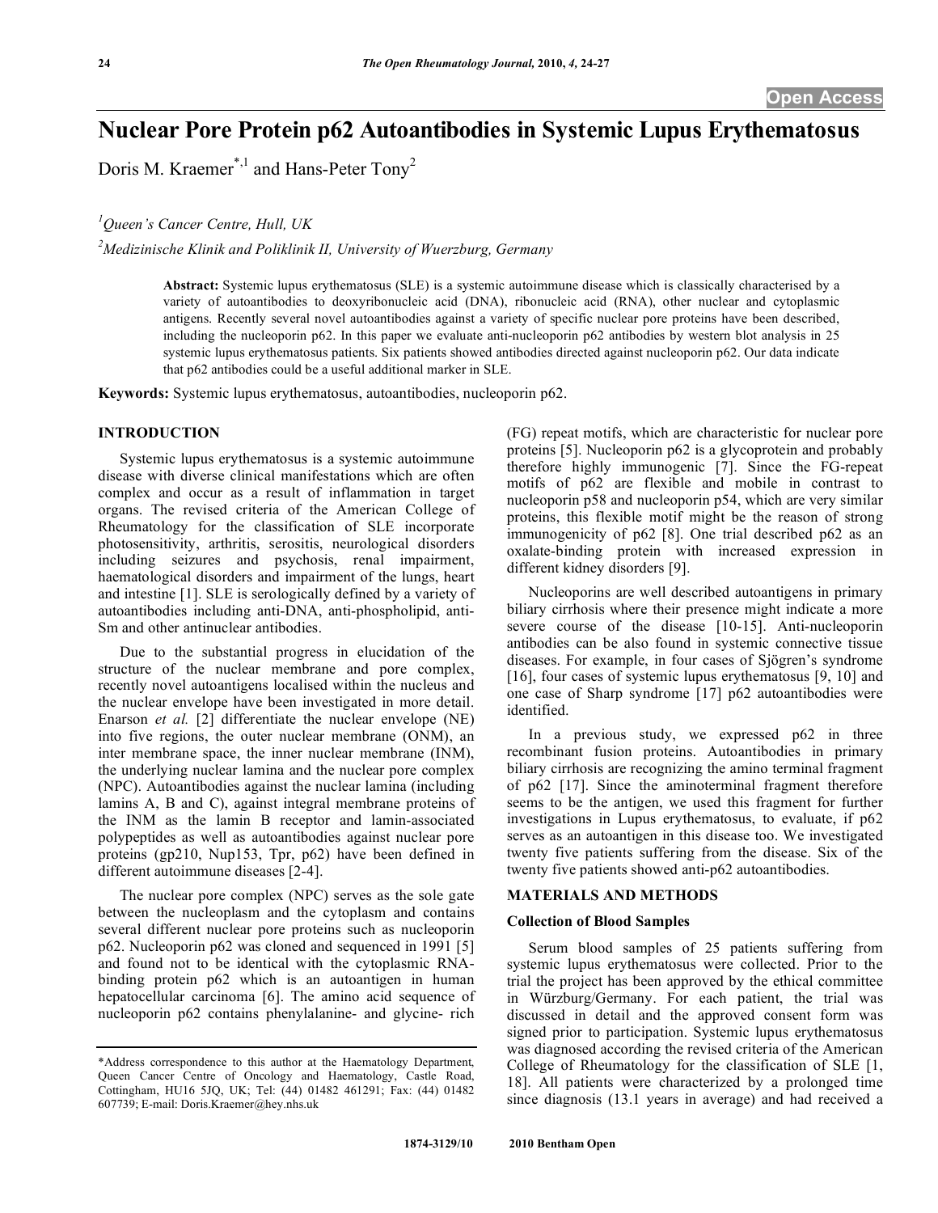# Nuclear Pore Protein p62 Autoantibodies in Systemic Lupus Erythematosus

Doris M. Kraemer[*,1] and Hans-Peter Tony[2]

[1]*Queen's Cancer Centre, Hull, UK*

[2]*Medizinische Klinik and Poliklinik II, University of Wuerzburg, Germany*

**Abstract:** Systemic lupus erythematosus (SLE) is a systemic autoimmune disease which is classically characterised by a variety of autoantibodies to deoxyribonucleic acid (DNA), ribonucleic acid (RNA), other nuclear and cytoplasmic antigens. Recently several novel autoantibodies against a variety of specific nuclear pore proteins have been described, including the nucleoporin p62. In this paper we evaluate anti-nucleoporin p62 antibodies by western blot analysis in 25 systemic lupus erythematosus patients. Six patients showed antibodies directed against nucleoporin p62. Our data indicate that p62 antibodies could be a useful additional marker in SLE.

**Keywords:** Systemic lupus erythematosus, autoantibodies, nucleoporin p62.

## INTRODUCTION

Systemic lupus erythematosus is a systemic autoimmune disease with diverse clinical manifestations which are often complex and occur as a result of inflammation in target organs. The revised criteria of the American College of Rheumatology for the classification of SLE incorporate photosensitivity, arthritis, serositis, neurological disorders including seizures and psychosis, renal impairment, haematological disorders and impairment of the lungs, heart and intestine [1]. SLE is serologically defined by a variety of autoantibodies including anti-DNA, anti-phospholipid, anti-Sm and other antinuclear antibodies.

Due to the substantial progress in elucidation of the structure of the nuclear membrane and pore complex, recently novel autoantigens localised within the nucleus and the nuclear envelope have been investigated in more detail. Enarson *et al.* [2] differentiate the nuclear envelope (NE) into five regions, the outer nuclear membrane (ONM), an inter membrane space, the inner nuclear membrane (INM), the underlying nuclear lamina and the nuclear pore complex (NPC). Autoantibodies against the nuclear lamina (including lamins A, B and C), against integral membrane proteins of the INM as the lamin B receptor and lamin-associated polypeptides as well as autoantibodies against nuclear pore proteins (gp210, Nup153, Tpr, p62) have been defined in different autoimmune diseases [2-4].

The nuclear pore complex (NPC) serves as the sole gate between the nucleoplasm and the cytoplasm and contains several different nuclear pore proteins such as nucleoporin p62. Nucleoporin p62 was cloned and sequenced in 1991 [5] and found not to be identical with the cytoplasmic RNA-binding protein p62 which is an autoantigen in human hepatocellular carcinoma [6]. The amino acid sequence of nucleoporin p62 contains phenylalanine- and glycine- rich (FG) repeat motifs, which are characteristic for nuclear pore proteins [5]. Nucleoporin p62 is a glycoprotein and probably therefore highly immunogenic [7]. Since the FG-repeat motifs of p62 are flexible and mobile in contrast to nucleoporin p58 and nucleoporin p54, which are very similar proteins, this flexible motif might be the reason of strong immunogenicity of p62 [8]. One trial described p62 as an oxalate-binding protein with increased expression in different kidney disorders [9].

Nucleoporins are well described autoantigens in primary biliary cirrhosis where their presence might indicate a more severe course of the disease [10-15]. Anti-nucleoporin antibodies can be also found in systemic connective tissue diseases. For example, in four cases of Sjögren's syndrome [16], four cases of systemic lupus erythematosus [9, 10] and one case of Sharp syndrome [17] p62 autoantibodies were identified.

In a previous study, we expressed p62 in three recombinant fusion proteins. Autoantibodies in primary biliary cirrhosis are recognizing the amino terminal fragment of p62 [17]. Since the aminoterminal fragment therefore seems to be the antigen, we used this fragment for further investigations in Lupus erythematosus, to evaluate, if p62 serves as an autoantigen in this disease too. We investigated twenty five patients suffering from the disease. Six of the twenty five patients showed anti-p62 autoantibodies.

## MATERIALS AND METHODS

### Collection of Blood Samples

Serum blood samples of 25 patients suffering from systemic lupus erythematosus were collected. Prior to the trial the project has been approved by the ethical committee in Würzburg/Germany. For each patient, the trial was discussed in detail and the approved consent form was signed prior to participation. Systemic lupus erythematosus was diagnosed according the revised criteria of the American College of Rheumatology for the classification of SLE [1, 18]. All patients were characterized by a prolonged time since diagnosis (13.1 years in average) and had received a

*Address correspondence to this author at the Haematology Department, Queen Cancer Centre of Oncology and Haematology, Castle Road, Cottingham, HU16 5JQ, UK; Tel: (44) 01482 461291; Fax: (44) 01482 607739; E-mail: Doris.Kraemer@hey.nhs.uk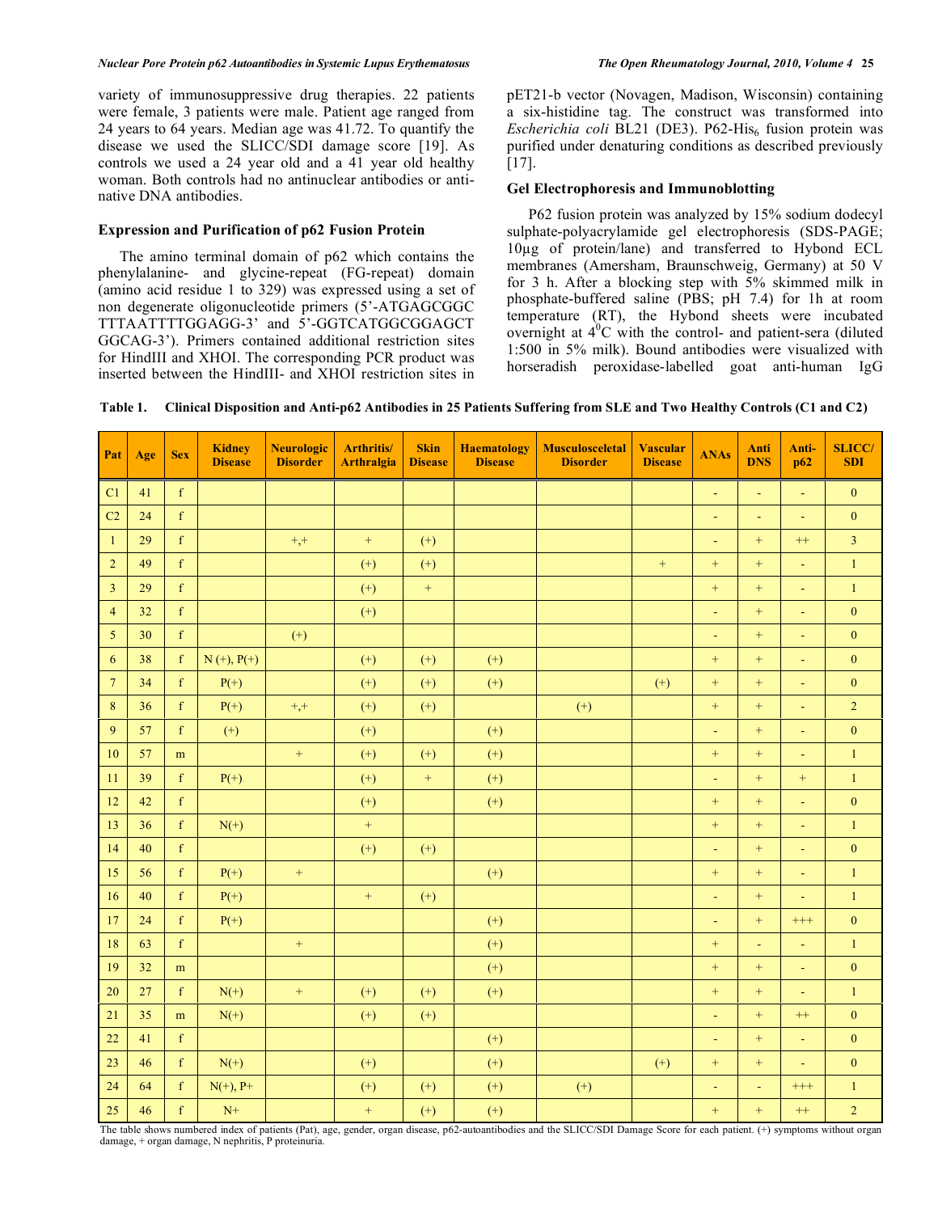variety of immunosuppressive drug therapies. 22 patients were female, 3 patients were male. Patient age ranged from 24 years to 64 years. Median age was 41.72. To quantify the disease we used the SLICC/SDI damage score [19]. As controls we used a 24 year old and a 41 year old healthy woman. Both controls had no antinuclear antibodies or anti-native DNA antibodies.

### Expression and Purification of p62 Fusion Protein

The amino terminal domain of p62 which contains the phenylalanine- and glycine-repeat (FG-repeat) domain (amino acid residue 1 to 329) was expressed using a set of non degenerate oligonucleotide primers (5'-ATGAGCGGC TTTAATTTTGGAGG-3' and 5'-GGTCATGGCGGAGCT GGCAG-3'). Primers contained additional restriction sites for HindIII and XHOI. The corresponding PCR product was inserted between the HindIII- and XHOI restriction sites in pET21-b vector (Novagen, Madison, Wisconsin) containing a six-histidine tag. The construct was transformed into *Escherichia coli* BL21 (DE3). P62-$His_6$ fusion protein was purified under denaturing conditions as described previously [17].

### Gel Electrophoresis and Immunoblotting

P62 fusion protein was analyzed by 15% sodium dodecyl sulphate-polyacrylamide gel electrophoresis (SDS-PAGE; 10µg of protein/lane) and transferred to Hybond ECL membranes (Amersham, Braunschweig, Germany) at 50 V for 3 h. After a blocking step with 5% skimmed milk in phosphate-buffered saline (PBS; pH 7.4) for 1h at room temperature (RT), the Hybond sheets were incubated overnight at $4^0$C with the control- and patient-sera (diluted 1:500 in 5% milk). Bound antibodies were visualized with horseradish peroxidase-labelled goat anti-human IgG

**Table 1. Clinical Disposition and Anti-p62 Antibodies in 25 Patients Suffering from SLE and Two Healthy Controls (C1 and C2)**

| Pat | Age | Sex | Kidney Disease | Neurologic Disorder | Arthritis/ Arthralgia | Skin Disease | Haematology Disease | Musculosceletal Disorder | Vascular Disease | ANAs | Anti DNS | Anti-p62 | SLICC/ SDI |
|---|---|---|---|---|---|---|---|---|---|---|---|---|---|
| C1 | 41 | f | | | | | | | | - | - | - | 0 |
| C2 | 24 | f | | | | | | | | - | - | - | 0 |
| 1 | 29 | f | | +,+ | + | (+) | | | | - | + | ++ | 3 |
| 2 | 49 | f | | | (+) | (+) | | | + | + | + | - | 1 |
| 3 | 29 | f | | | (+) | + | | | | + | + | - | 1 |
| 4 | 32 | f | | | (+) | | | | | - | + | - | 0 |
| 5 | 30 | f | | (+) | | | | | | - | + | - | 0 |
| 6 | 38 | f | N (+), P(+) | | (+) | (+) | (+) | | | + | + | - | 0 |
| 7 | 34 | f | P(+) | | (+) | (+) | (+) | | (+) | + | + | - | 0 |
| 8 | 36 | f | P(+) | +,+ | (+) | (+) | | (+) | | + | + | - | 2 |
| 9 | 57 | f | (+) | | (+) | | (+) | | | - | + | - | 0 |
| 10 | 57 | m | | + | (+) | (+) | (+) | | | + | + | - | 1 |
| 11 | 39 | f | P(+) | | (+) | + | (+) | | | - | + | + | 1 |
| 12 | 42 | f | | | (+) | | (+) | | | + | + | - | 0 |
| 13 | 36 | f | N(+) | | + | | | | | + | + | - | 1 |
| 14 | 40 | f | | | (+) | (+) | | | | - | + | - | 0 |
| 15 | 56 | f | P(+) | + | | | (+) | | | + | + | - | 1 |
| 16 | 40 | f | P(+) | | + | (+) | | | | - | + | - | 1 |
| 17 | 24 | f | P(+) | | | | (+) | | | - | + | +++ | 0 |
| 18 | 63 | f | | + | | | (+) | | | + | - | - | 1 |
| 19 | 32 | m | | | | | (+) | | | + | + | - | 0 |
| 20 | 27 | f | N(+) | + | (+) | (+) | (+) | | | + | + | - | 1 |
| 21 | 35 | m | N(+) | | (+) | (+) | | | | - | + | ++ | 0 |
| 22 | 41 | f | | | | | (+) | | | - | + | - | 0 |
| 23 | 46 | f | N(+) | | (+) | | (+) | | (+) | + | + | - | 0 |
| 24 | 64 | f | N(+), P+ | | (+) | (+) | (+) | (+) | | - | - | +++ | 1 |
| 25 | 46 | f | N+ | | + | (+) | (+) | | | + | + | ++ | 2 |

The table shows numbered index of patients (Pat), age, gender, organ disease, p62-autoantibodies and the SLICC/SDI Damage Score for each patient. (+) symptoms without organ damage, + organ damage, N nephritis, P proteinuria.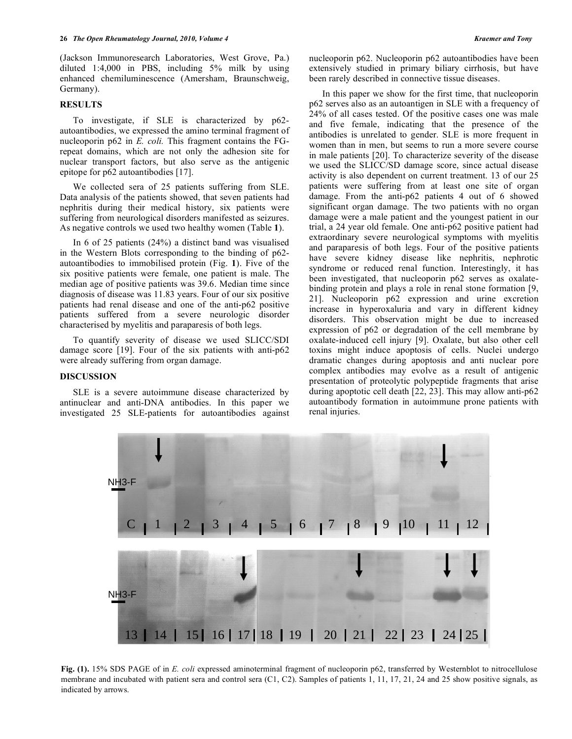(Jackson Immunoresearch Laboratories, West Grove, Pa.) diluted 1:4,000 in PBS, including 5% milk by using enhanced chemiluminescence (Amersham, Braunschweig, Germany).

## RESULTS

To investigate, if SLE is characterized by p62-autoantibodies, we expressed the amino terminal fragment of nucleoporin p62 in *E. coli.* This fragment contains the FG-repeat domains, which are not only the adhesion site for nuclear transport factors, but also serve as the antigenic epitope for p62 autoantibodies [17].

We collected sera of 25 patients suffering from SLE. Data analysis of the patients showed, that seven patients had nephritis during their medical history, six patients were suffering from neurological disorders manifested as seizures. As negative controls we used two healthy women (Table **1**).

In 6 of 25 patients (24%) a distinct band was visualised in the Western Blots corresponding to the binding of p62-autoantibodies to immobilised protein (Fig. **1**). Five of the six positive patients were female, one patient is male. The median age of positive patients was 39.6. Median time since diagnosis of disease was 11.83 years. Four of our six positive patients had renal disease and one of the anti-p62 positive patients suffered from a severe neurologic disorder characterised by myelitis and paraparesis of both legs.

To quantify severity of disease we used SLICC/SDI damage score [19]. Four of the six patients with anti-p62 were already suffering from organ damage.

## DISCUSSION

SLE is a severe autoimmune disease characterized by antinuclear and anti-DNA antibodies. In this paper we investigated 25 SLE-patients for autoantibodies against nucleoporin p62. Nucleoporin p62 autoantibodies have been extensively studied in primary biliary cirrhosis, but have been rarely described in connective tissue diseases.

In this paper we show for the first time, that nucleoporin p62 serves also as an autoantigen in SLE with a frequency of 24% of all cases tested. Of the positive cases one was male and five female, indicating that the presence of the antibodies is unrelated to gender. SLE is more frequent in women than in men, but seems to run a more severe course in male patients [20]. To characterize severity of the disease we used the SLICC/SD damage score, since actual disease activity is also dependent on current treatment. 13 of our 25 patients were suffering from at least one site of organ damage. From the anti-p62 patients 4 out of 6 showed significant organ damage. The two patients with no organ damage were a male patient and the youngest patient in our trial, a 24 year old female. One anti-p62 positive patient had extraordinary severe neurological symptoms with myelitis and paraparesis of both legs. Four of the positive patients have severe kidney disease like nephritis, nephrotic syndrome or reduced renal function. Interestingly, it has been investigated, that nucleoporin p62 serves as oxalate-binding protein and plays a role in renal stone formation [9, 21]. Nucleoporin p62 expression and urine excretion increase in hyperoxaluria and vary in different kidney disorders. This observation might be due to increased expression of p62 or degradation of the cell membrane by oxalate-induced cell injury [9]. Oxalate, but also other cell toxins might induce apoptosis of cells. Nuclei undergo dramatic changes during apoptosis and anti nuclear pore complex antibodies may evolve as a result of antigenic presentation of proteolytic polypeptide fragments that arise during apoptotic cell death [22, 23]. This may allow anti-p62 autoantibody formation in autoimmune prone patients with renal injuries.

**Fig. (1).** 15% SDS PAGE of in *E. coli* expressed aminoterminal fragment of nucleoporin p62, transferred by Westernblot to nitrocellulose membrane and incubated with patient sera and control sera (C1, C2). Samples of patients 1, 11, 17, 21, 24 and 25 show positive signals, as indicated by arrows.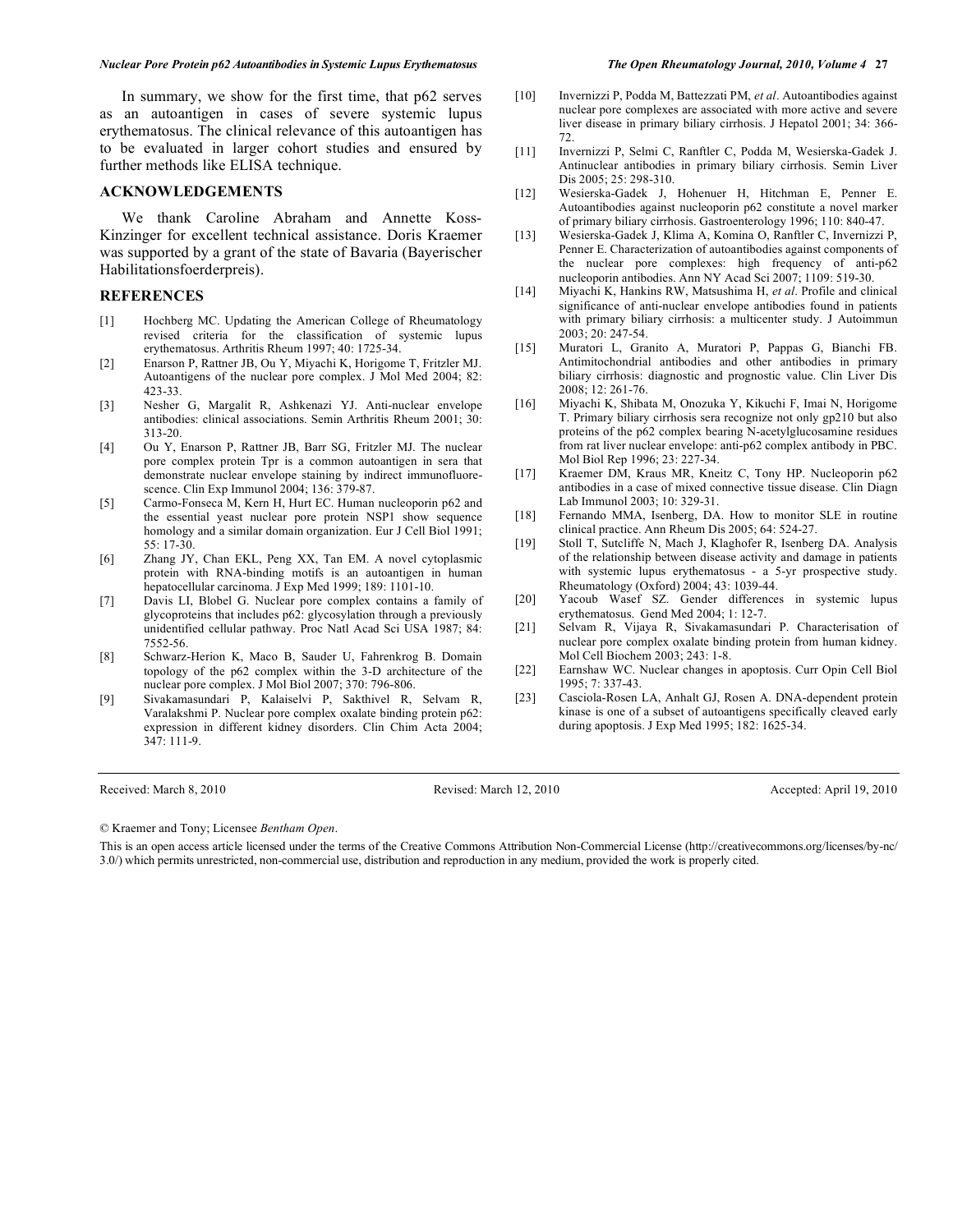In summary, we show for the first time, that p62 serves as an autoantigen in cases of severe systemic lupus erythematosus. The clinical relevance of this autoantigen has to be evaluated in larger cohort studies and ensured by further methods like ELISA technique.

## ACKNOWLEDGEMENTS

We thank Caroline Abraham and Annette Koss-Kinzinger for excellent technical assistance. Doris Kraemer was supported by a grant of the state of Bavaria (Bayerischer Habilitationsfoerderpreis).

## REFERENCES

[1] Hochberg MC. Updating the American College of Rheumatology revised criteria for the classification of systemic lupus erythematosus. Arthritis Rheum 1997; 40: 1725-34.

[2] Enarson P, Rattner JB, Ou Y, Miyachi K, Horigome T, Fritzler MJ. Autoantigens of the nuclear pore complex. J Mol Med 2004; 82: 423-33.

[3] Nesher G, Margalit R, Ashkenazi YJ. Anti-nuclear envelope antibodies: clinical associations. Semin Arthritis Rheum 2001; 30: 313-20.

[4] Ou Y, Enarson P, Rattner JB, Barr SG, Fritzler MJ. The nuclear pore complex protein Tpr is a common autoantigen in sera that demonstrate nuclear envelope staining by indirect immunofluorescence. Clin Exp Immunol 2004; 136: 379-87.

[5] Carmo-Fonseca M, Kern H, Hurt EC. Human nucleoporin p62 and the essential yeast nuclear pore protein NSP1 show sequence homology and a similar domain organization. Eur J Cell Biol 1991; 55: 17-30.

[6] Zhang JY, Chan EKL, Peng XX, Tan EM. A novel cytoplasmic protein with RNA-binding motifs is an autoantigen in human hepatocellular carcinoma. J Exp Med 1999; 189: 1101-10.

[7] Davis LI, Blobel G. Nuclear pore complex contains a family of glycoproteins that includes p62: glycosylation through a previously unidentified cellular pathway. Proc Natl Acad Sci USA 1987; 84: 7552-56.

[8] Schwarz-Herion K, Maco B, Sauder U, Fahrenkrog B. Domain topology of the p62 complex within the 3-D architecture of the nuclear pore complex. J Mol Biol 2007; 370: 796-806.

[9] Sivakamasundari P, Kalaiselvi P, Sakthivel R, Selvam R, Varalakshmi P. Nuclear pore complex oxalate binding protein p62: expression in different kidney disorders. Clin Chim Acta 2004; 347: 111-9.

[10] Invernizzi P, Podda M, Battezzati PM, *et al*. Autoantibodies against nuclear pore complexes are associated with more active and severe liver disease in primary biliary cirrhosis. J Hepatol 2001; 34: 366-72.

[11] Invernizzi P, Selmi C, Ranftler C, Podda M, Wesierska-Gadek J. Antinuclear antibodies in primary biliary cirrhosis. Semin Liver Dis 2005; 25: 298-310.

[12] Wesierska-Gadek J, Hohenuer H, Hitchman E, Penner E. Autoantibodies against nucleoporin p62 constitute a novel marker of primary biliary cirrhosis. Gastroenterology 1996; 110: 840-47.

[13] Wesierska-Gadek J, Klima A, Komina O, Ranftler C, Invernizzi P, Penner E. Characterization of autoantibodies against components of the nuclear pore complexes: high frequency of anti-p62 nucleoporin antibodies. Ann NY Acad Sci 2007; 1109: 519-30.

[14] Miyachi K, Hankins RW, Matsushima H, *et al*. Profile and clinical significance of anti-nuclear envelope antibodies found in patients with primary biliary cirrhosis: a multicenter study. J Autoimmun 2003; 20: 247-54.

[15] Muratori L, Granito A, Muratori P, Pappas G, Bianchi FB. Antimitochondrial antibodies and other antibodies in primary biliary cirrhosis: diagnostic and prognostic value. Clin Liver Dis 2008; 12: 261-76.

[16] Miyachi K, Shibata M, Onozuka Y, Kikuchi F, Imai N, Horigome T. Primary biliary cirrhosis sera recognize not only gp210 but also proteins of the p62 complex bearing N-acetylglucosamine residues from rat liver nuclear envelope: anti-p62 complex antibody in PBC. Mol Biol Rep 1996; 23: 227-34.

[17] Kraemer DM, Kraus MR, Kneitz C, Tony HP. Nucleoporin p62 antibodies in a case of mixed connective tissue disease. Clin Diagn Lab Immunol 2003; 10: 329-31.

[18] Fernando MMA, Isenberg, DA. How to monitor SLE in routine clinical practice. Ann Rheum Dis 2005; 64: 524-27.

[19] Stoll T, Sutcliffe N, Mach J, Klaghofer R, Isenberg DA. Analysis of the relationship between disease activity and damage in patients with systemic lupus erythematosus - a 5-yr prospective study. Rheumatology (Oxford) 2004; 43: 1039-44.

[20] Yacoub Wasef SZ. Gender differences in systemic lupus erythematosus. Gend Med 2004; 1: 12-7.

[21] Selvam R, Vijaya R, Sivakamasundari P. Characterisation of nuclear pore complex oxalate binding protein from human kidney. Mol Cell Biochem 2003; 243: 1-8.

[22] Earnshaw WC. Nuclear changes in apoptosis. Curr Opin Cell Biol 1995; 7: 337-43.

[23] Casciola-Rosen LA, Anhalt GJ, Rosen A. DNA-dependent protein kinase is one of a subset of autoantigens specifically cleaved early during apoptosis. J Exp Med 1995; 182: 1625-34.

Received: March 8, 2010 Revised: March 12, 2010 Accepted: April 19, 2010

© Kraemer and Tony; Licensee *Bentham Open*.

This is an open access article licensed under the terms of the Creative Commons Attribution Non-Commercial License (http://creativecommons.org/licenses/by-nc/3.0/) which permits unrestricted, non-commercial use, distribution and reproduction in any medium, provided the work is properly cited.